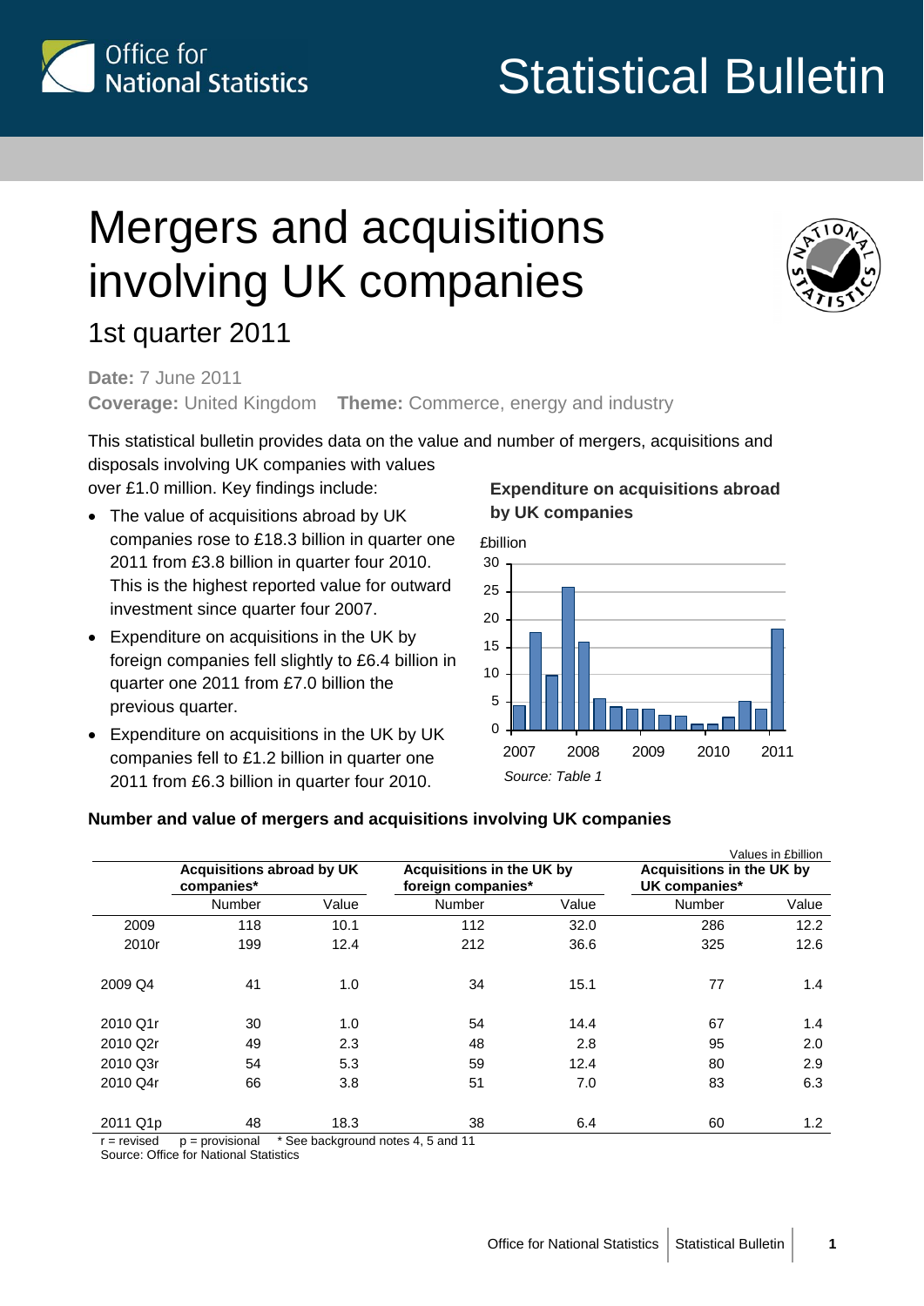Office for National Statistics

# Statistical Bulletin

# Mergers and acquisitions involving UK companies

## 1st quarter 2011

**Date:** 7 June 2011

**Coverage:** United Kingdom **Theme:** Commerce, energy and industry

This statistical bulletin provides data on the value and number of mergers, acquisitions and disposals involving UK companies with values over £1.0 million. Key findings include:

- The value of acquisitions abroad by UK companies rose to £18.3 billion in quarter one 2011 from £3.8 billion in quarter four 2010. This is the highest reported value for outward investment since quarter four 2007.
- Expenditure on acquisitions in the UK by foreign companies fell slightly to £6.4 billion in quarter one 2011 from £7.0 billion the previous quarter.
- Expenditure on acquisitions in the UK by UK companies fell to £1.2 billion in quarter one 2011 from £6.3 billion in quarter four 2010.

**Expenditure on acquisitions abroad by UK companies**

£billion

*Source: Table 1*

**Number and value of mergers and acquisitions involving UK companies**

Values in £billion

| | Acquisitions abroad by UK companies* | | Acquisitions in the UK by foreign companies* | | Acquisitions in the UK by UK companies* | |
|---|---|---|---|---|---|---|
| | Number | Value | Number | Value | Number | Value |
| 2009 | 118 | 10.1 | 112 | 32.0 | 286 | 12.2 |
| 2010r | 199 | 12.4 | 212 | 36.6 | 325 | 12.6 |
| 2009 Q4 | 41 | 1.0 | 34 | 15.1 | 77 | 1.4 |
| 2010 Q1r | 30 | 1.0 | 54 | 14.4 | 67 | 1.4 |
| 2010 Q2r | 49 | 2.3 | 48 | 2.8 | 95 | 2.0 |
| 2010 Q3r | 54 | 5.3 | 59 | 12.4 | 80 | 2.9 |
| 2010 Q4r | 66 | 3.8 | 51 | 7.0 | 83 | 6.3 |
| 2011 Q1p | 48 | 18.3 | 38 | 6.4 | 60 | 1.2 |

r = revised p = provisional * See background notes 4, 5 and 11

Source: Office for National Statistics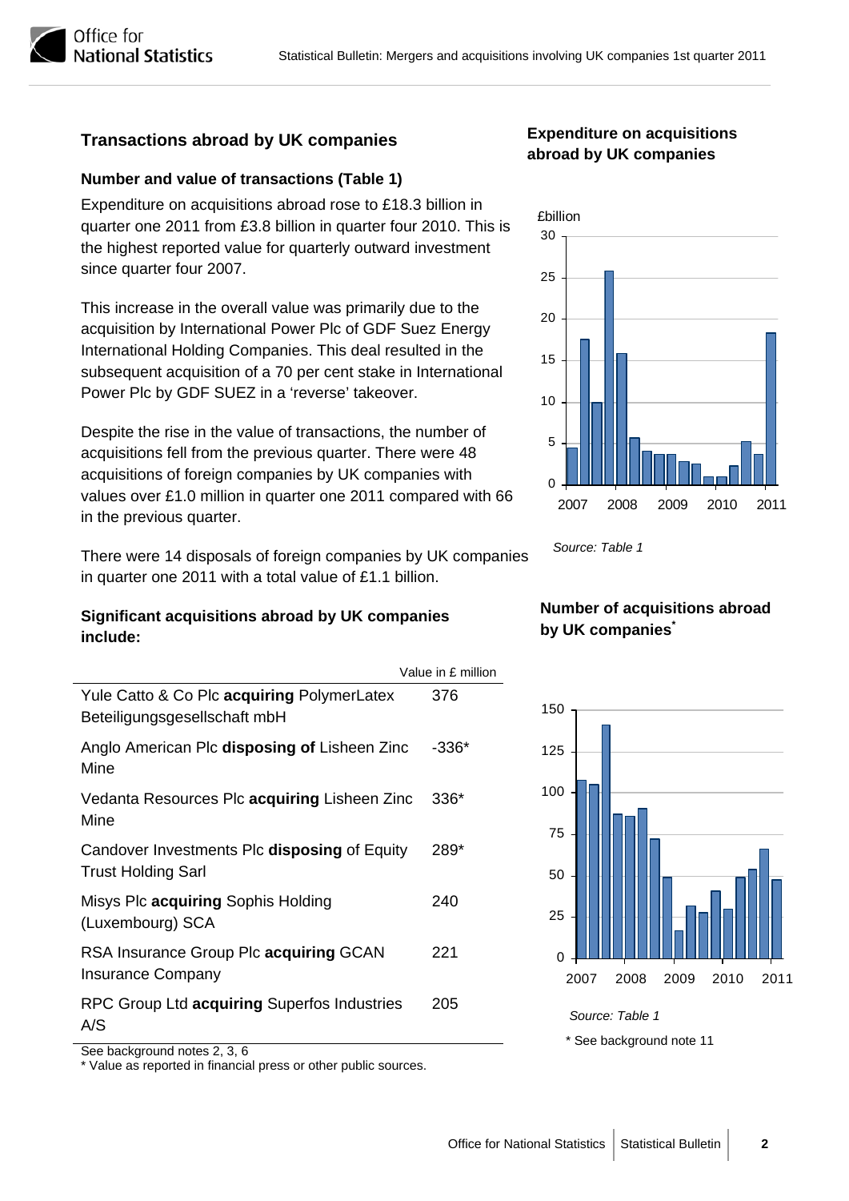## Transactions abroad by UK companies

### Number and value of transactions (Table 1)

Expenditure on acquisitions abroad rose to £18.3 billion in quarter one 2011 from £3.8 billion in quarter four 2010. This is the highest reported value for quarterly outward investment since quarter four 2007.

This increase in the overall value was primarily due to the acquisition by International Power Plc of GDF Suez Energy International Holding Companies. This deal resulted in the subsequent acquisition of a 70 per cent stake in International Power Plc by GDF SUEZ in a 'reverse' takeover.

Despite the rise in the value of transactions, the number of acquisitions fell from the previous quarter. There were 48 acquisitions of foreign companies by UK companies with values over £1.0 million in quarter one 2011 compared with 66 in the previous quarter.

There were 14 disposals of foreign companies by UK companies in quarter one 2011 with a total value of £1.1 billion.

### Significant acquisitions abroad by UK companies include:

| | Value in £ million |
|---|---|
| Yule Catto & Co Plc **acquiring** PolymerLatex Beteiligungsgesellschaft mbH | 376 |
| Anglo American Plc **disposing of** Lisheen Zinc Mine | -336* |
| Vedanta Resources Plc **acquiring** Lisheen Zinc Mine | 336* |
| Candover Investments Plc **disposing** of Equity Trust Holding Sarl | 289* |
| Misys Plc **acquiring** Sophis Holding (Luxembourg) SCA | 240 |
| RSA Insurance Group Plc **acquiring** GCAN Insurance Company | 221 |
| RPC Group Ltd **acquiring** Superfos Industries A/S | 205 |

See background notes 2, 3, 6

* Value as reported in financial press or other public sources.

### Expenditure on acquisitions abroad by UK companies

*Source: Table 1*

### Number of acquisitions abroad by UK companies*

*Source: Table 1*

* See background note 11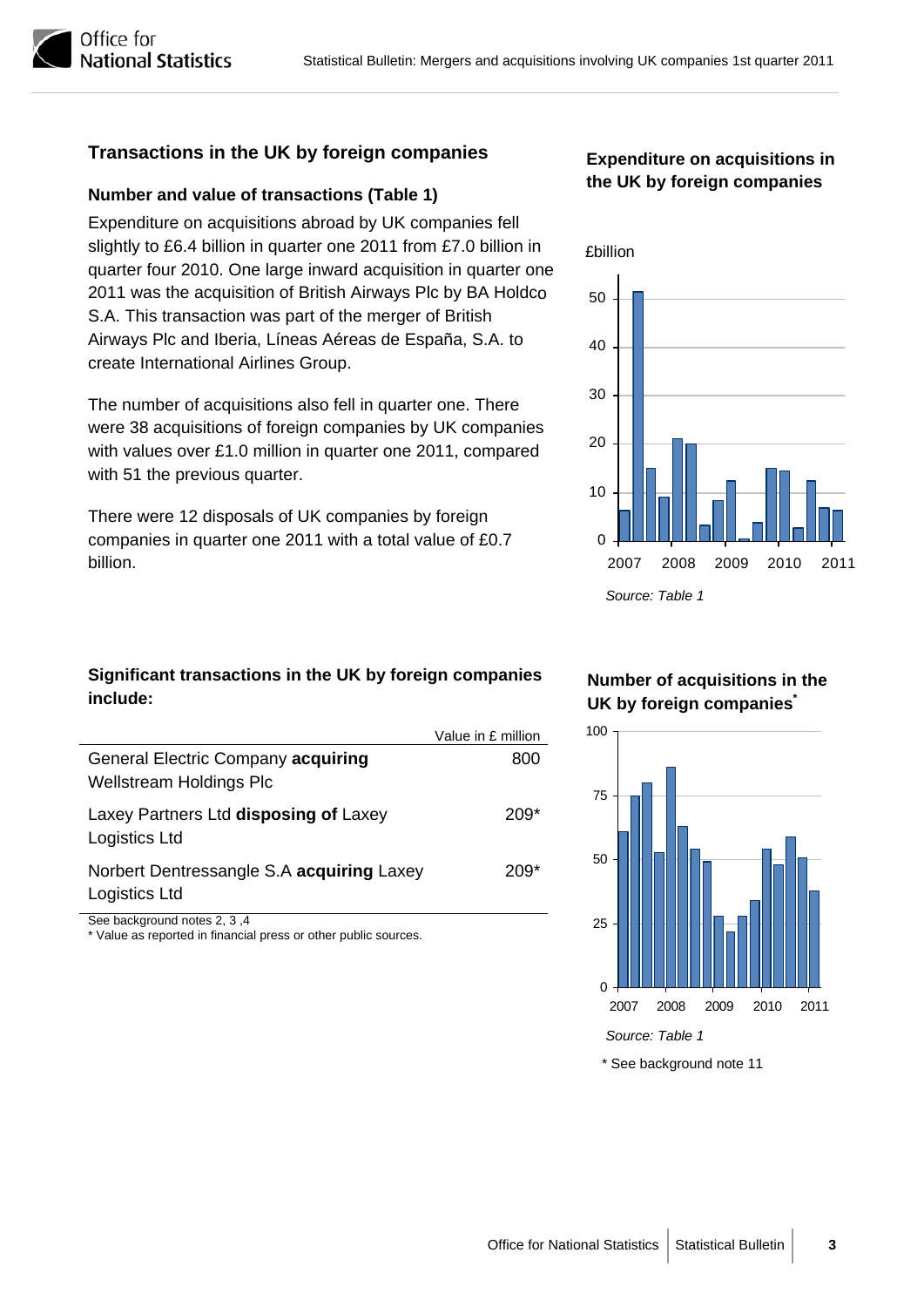## Transactions in the UK by foreign companies

### Number and value of transactions (Table 1)

Expenditure on acquisitions abroad by UK companies fell slightly to £6.4 billion in quarter one 2011 from £7.0 billion in quarter four 2010. One large inward acquisition in quarter one 2011 was the acquisition of British Airways Plc by BA Holdco S.A. This transaction was part of the merger of British Airways Plc and Iberia, Líneas Aéreas de España, S.A. to create International Airlines Group.

The number of acquisitions also fell in quarter one. There were 38 acquisitions of foreign companies by UK companies with values over £1.0 million in quarter one 2011, compared with 51 the previous quarter.

There were 12 disposals of UK companies by foreign companies in quarter one 2011 with a total value of £0.7 billion.

### Expenditure on acquisitions in the UK by foreign companies

£billion

*Source: Table 1*

### Significant transactions in the UK by foreign companies include:

| | Value in £ million |
|---|---|
| General Electric Company **acquiring** Wellstream Holdings Plc | 800 |
| Laxey Partners Ltd **disposing of** Laxey Logistics Ltd | 209* |
| Norbert Dentressangle S.A **acquiring** Laxey Logistics Ltd | 209* |

See background notes 2, 3 ,4

* Value as reported in financial press or other public sources.

### Number of acquisitions in the UK by foreign companies*

*Source: Table 1*

* See background note 11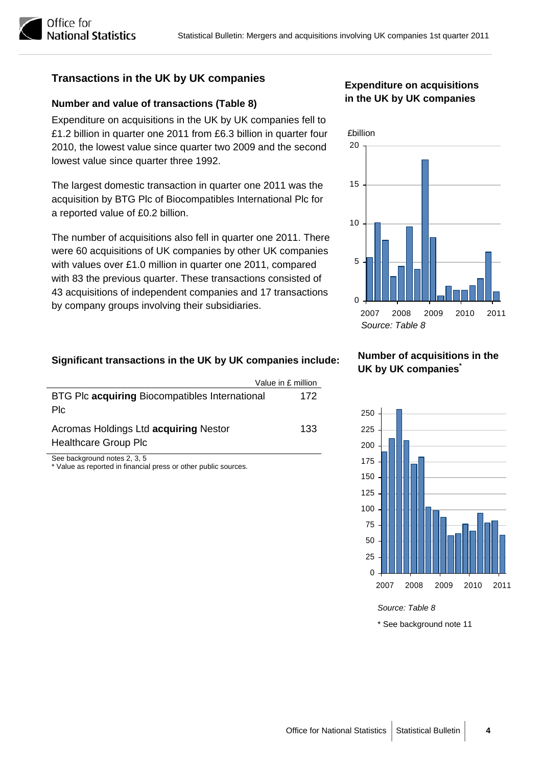## Transactions in the UK by UK companies

### Number and value of transactions (Table 8)

Expenditure on acquisitions in the UK by UK companies fell to £1.2 billion in quarter one 2011 from £6.3 billion in quarter four 2010, the lowest value since quarter two 2009 and the second lowest value since quarter three 1992.

The largest domestic transaction in quarter one 2011 was the acquisition by BTG Plc of Biocompatibles International Plc for a reported value of £0.2 billion.

The number of acquisitions also fell in quarter one 2011. There were 60 acquisitions of UK companies by other UK companies with values over £1.0 million in quarter one 2011, compared with 83 the previous quarter. These transactions consisted of 43 acquisitions of independent companies and 17 transactions by company groups involving their subsidiaries.

### Expenditure on acquisitions in the UK by UK companies

£billion

*Source: Table 8*

### Significant transactions in the UK by UK companies include:

| | Value in £ million |
|---|---|
| BTG Plc **acquiring** Biocompatibles International Plc | 172 |
| Acromas Holdings Ltd **acquiring** Nestor Healthcare Group Plc | 133 |

See background notes 2, 3, 5

\* Value as reported in financial press or other public sources.

### Number of acquisitions in the UK by UK companies*

*Source: Table 8*

\* See background note 11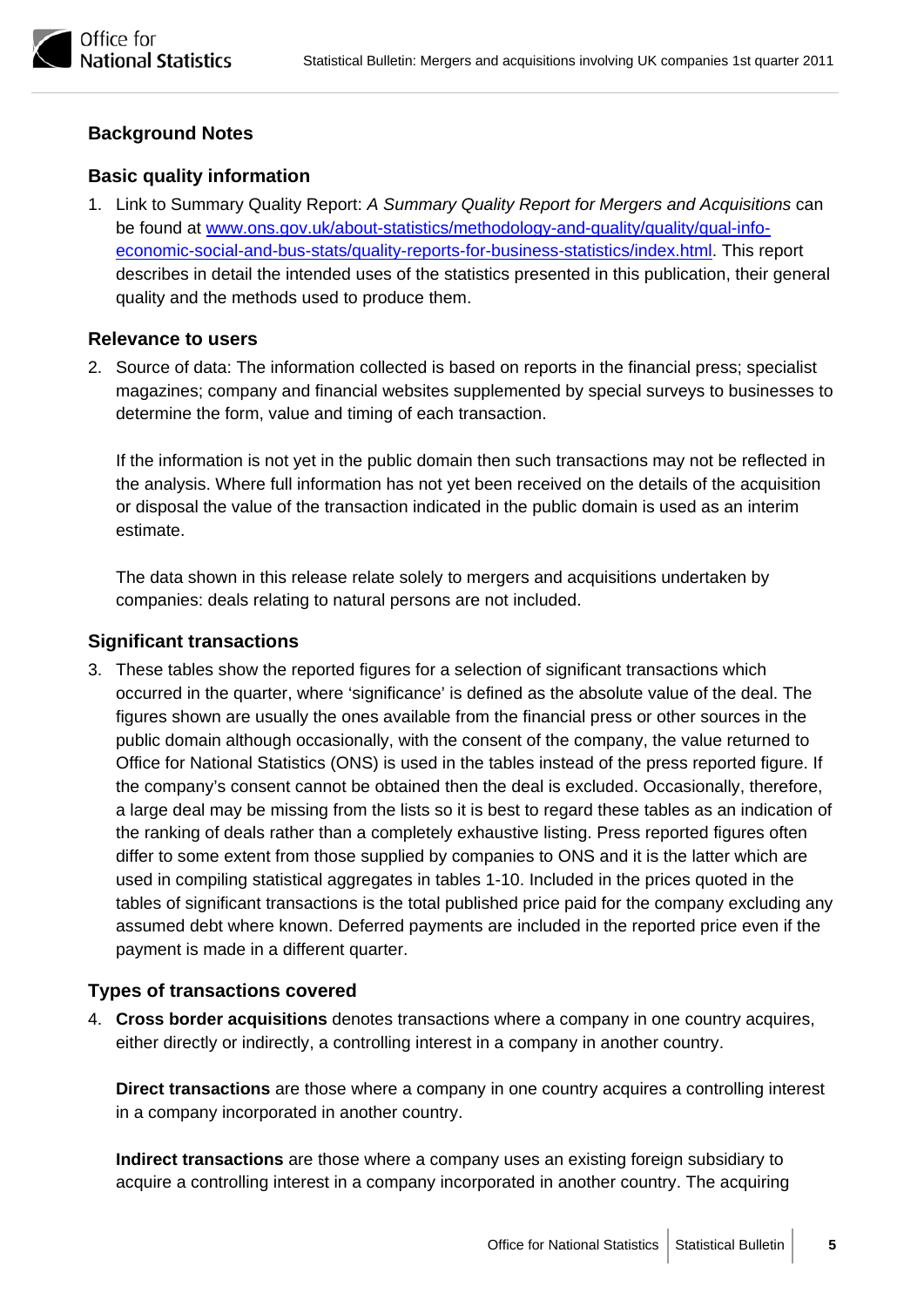## Background Notes

### Basic quality information

1. Link to Summary Quality Report: *A Summary Quality Report for Mergers and Acquisitions* can be found at [www.ons.gov.uk/about-statistics/methodology-and-quality/quality/qual-info-economic-social-and-bus-stats/quality-reports-for-business-statistics/index.html](www.ons.gov.uk/about-statistics/methodology-and-quality/quality/qual-info-economic-social-and-bus-stats/quality-reports-for-business-statistics/index.html). This report describes in detail the intended uses of the statistics presented in this publication, their general quality and the methods used to produce them.

### Relevance to users

2. Source of data: The information collected is based on reports in the financial press; specialist magazines; company and financial websites supplemented by special surveys to businesses to determine the form, value and timing of each transaction.

   If the information is not yet in the public domain then such transactions may not be reflected in the analysis. Where full information has not yet been received on the details of the acquisition or disposal the value of the transaction indicated in the public domain is used as an interim estimate.

   The data shown in this release relate solely to mergers and acquisitions undertaken by companies: deals relating to natural persons are not included.

### Significant transactions

3. These tables show the reported figures for a selection of significant transactions which occurred in the quarter, where 'significance' is defined as the absolute value of the deal. The figures shown are usually the ones available from the financial press or other sources in the public domain although occasionally, with the consent of the company, the value returned to Office for National Statistics (ONS) is used in the tables instead of the press reported figure. If the company's consent cannot be obtained then the deal is excluded. Occasionally, therefore, a large deal may be missing from the lists so it is best to regard these tables as an indication of the ranking of deals rather than a completely exhaustive listing. Press reported figures often differ to some extent from those supplied by companies to ONS and it is the latter which are used in compiling statistical aggregates in tables 1-10. Included in the prices quoted in the tables of significant transactions is the total published price paid for the company excluding any assumed debt where known. Deferred payments are included in the reported price even if the payment is made in a different quarter.

### Types of transactions covered

4. **Cross border acquisitions** denotes transactions where a company in one country acquires, either directly or indirectly, a controlling interest in a company in another country.

   **Direct transactions** are those where a company in one country acquires a controlling interest in a company incorporated in another country.

   **Indirect transactions** are those where a company uses an existing foreign subsidiary to acquire a controlling interest in a company incorporated in another country. The acquiring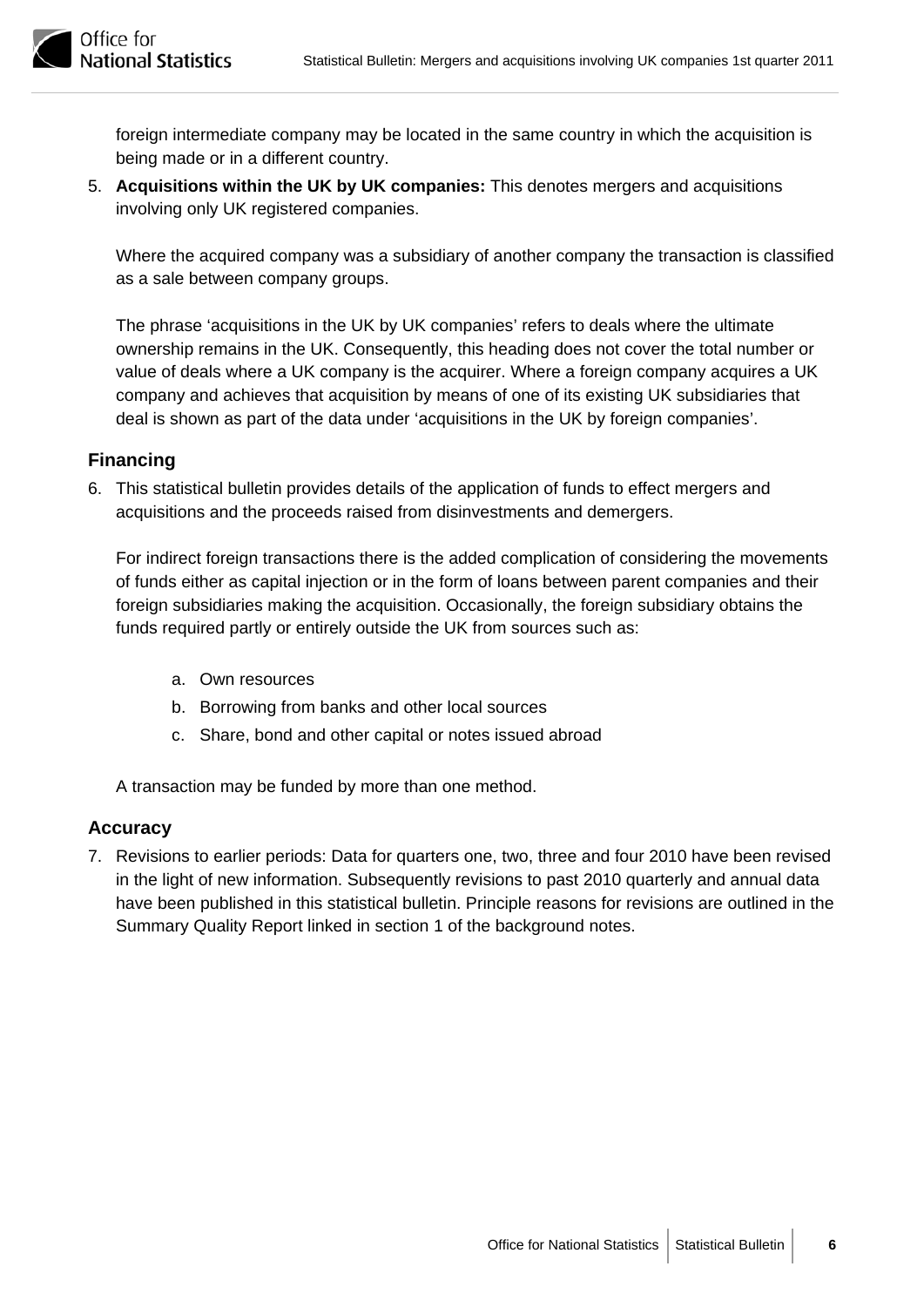foreign intermediate company may be located in the same country in which the acquisition is being made or in a different country.

5. **Acquisitions within the UK by UK companies:** This denotes mergers and acquisitions involving only UK registered companies.

   Where the acquired company was a subsidiary of another company the transaction is classified as a sale between company groups.

   The phrase 'acquisitions in the UK by UK companies' refers to deals where the ultimate ownership remains in the UK. Consequently, this heading does not cover the total number or value of deals where a UK company is the acquirer. Where a foreign company acquires a UK company and achieves that acquisition by means of one of its existing UK subsidiaries that deal is shown as part of the data under 'acquisitions in the UK by foreign companies'.

### Financing

6. This statistical bulletin provides details of the application of funds to effect mergers and acquisitions and the proceeds raised from disinvestments and demergers.

   For indirect foreign transactions there is the added complication of considering the movements of funds either as capital injection or in the form of loans between parent companies and their foreign subsidiaries making the acquisition. Occasionally, the foreign subsidiary obtains the funds required partly or entirely outside the UK from sources such as:

   a. Own resources
   b. Borrowing from banks and other local sources
   c. Share, bond and other capital or notes issued abroad

   A transaction may be funded by more than one method.

### Accuracy

7. Revisions to earlier periods: Data for quarters one, two, three and four 2010 have been revised in the light of new information. Subsequently revisions to past 2010 quarterly and annual data have been published in this statistical bulletin. Principle reasons for revisions are outlined in the Summary Quality Report linked in section 1 of the background notes.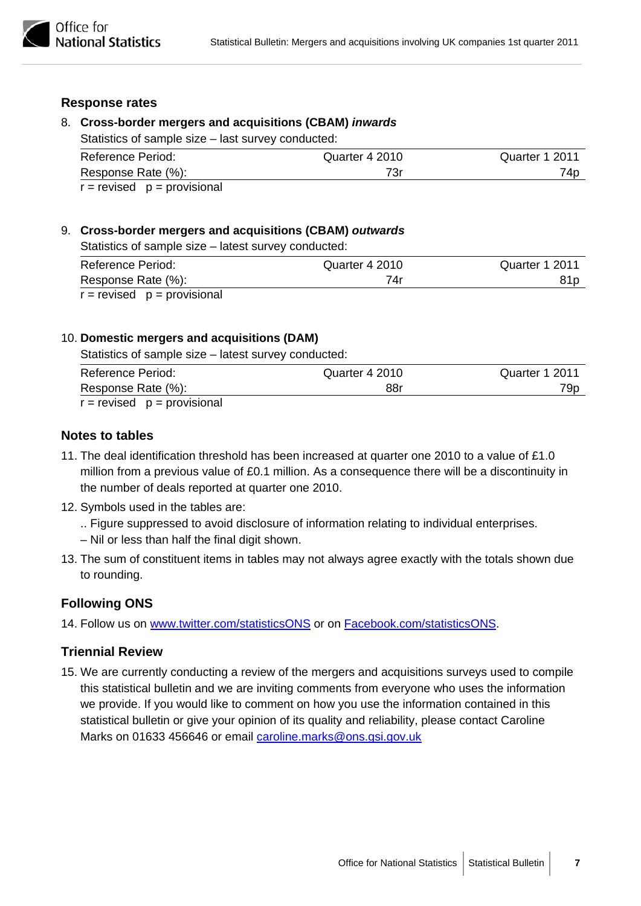## Response rates

8. **Cross-border mergers and acquisitions (CBAM) *inwards***

   Statistics of sample size – last survey conducted:

| Reference Period: | Quarter 4 2010 | Quarter 1 2011 |
|---|---|---|
| Response Rate (%): | 73r | 74p |

   r = revised p = provisional

9. **Cross-border mergers and acquisitions (CBAM) *outwards***

   Statistics of sample size – latest survey conducted:

| Reference Period: | Quarter 4 2010 | Quarter 1 2011 |
|---|---|---|
| Response Rate (%): | 74r | 81p |

   r = revised p = provisional

10. **Domestic mergers and acquisitions (DAM)**

    Statistics of sample size – latest survey conducted:

| Reference Period: | Quarter 4 2010 | Quarter 1 2011 |
|---|---|---|
| Response Rate (%): | 88r | 79p |

    r = revised p = provisional

## Notes to tables

11. The deal identification threshold has been increased at quarter one 2010 to a value of £1.0 million from a previous value of £0.1 million. As a consequence there will be a discontinuity in the number of deals reported at quarter one 2010.
12. Symbols used in the tables are:

    .. Figure suppressed to avoid disclosure of information relating to individual enterprises.

    – Nil or less than half the final digit shown.
13. The sum of constituent items in tables may not always agree exactly with the totals shown due to rounding.

## Following ONS

14. Follow us on www.twitter.com/statisticsONS or on Facebook.com/statisticsONS.

## Triennial Review

15. We are currently conducting a review of the mergers and acquisitions surveys used to compile this statistical bulletin and we are inviting comments from everyone who uses the information we provide. If you would like to comment on how you use the information contained in this statistical bulletin or give your opinion of its quality and reliability, please contact Caroline Marks on 01633 456646 or email caroline.marks@ons.gsi.gov.uk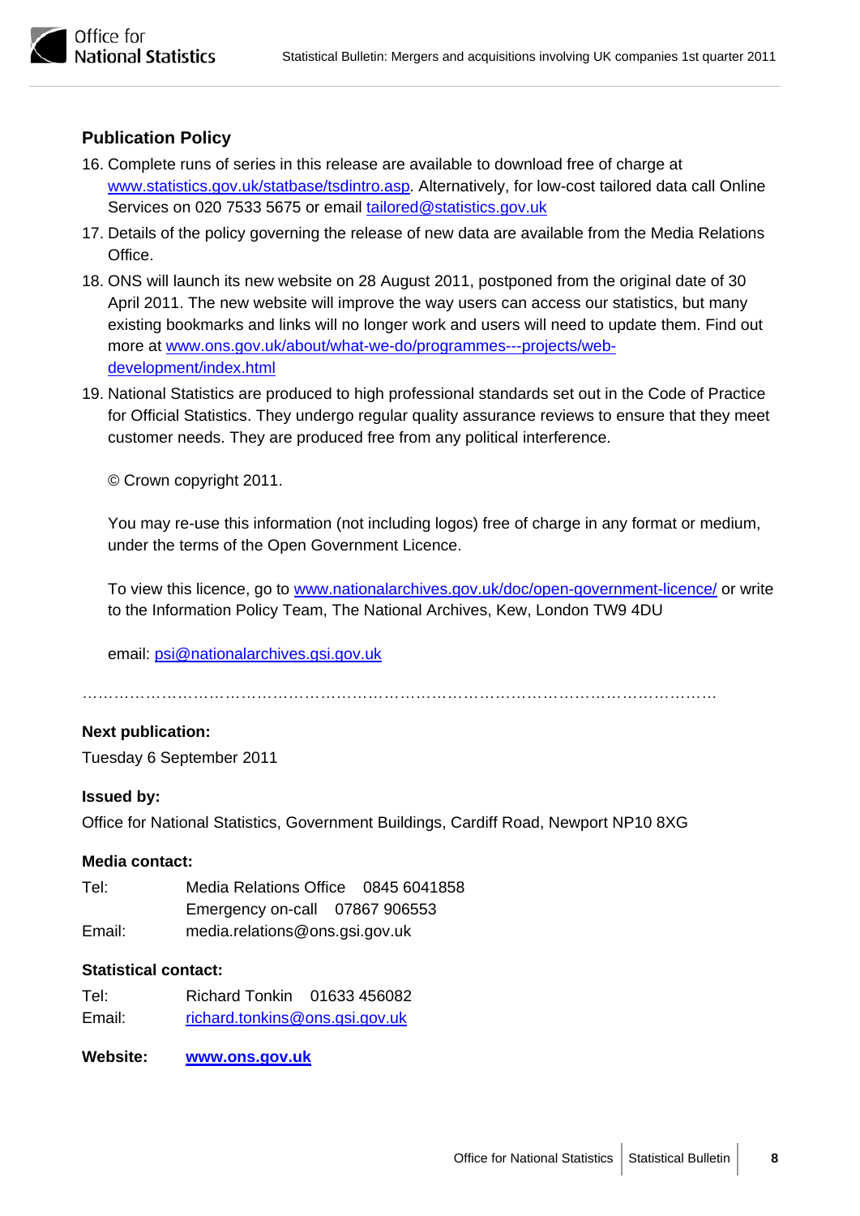## Publication Policy

16. Complete runs of series in this release are available to download free of charge at www.statistics.gov.uk/statbase/tsdintro.asp. Alternatively, for low-cost tailored data call Online Services on 020 7533 5675 or email tailored@statistics.gov.uk
17. Details of the policy governing the release of new data are available from the Media Relations Office.
18. ONS will launch its new website on 28 August 2011, postponed from the original date of 30 April 2011. The new website will improve the way users can access our statistics, but many existing bookmarks and links will no longer work and users will need to update them. Find out more at www.ons.gov.uk/about/what-we-do/programmes---projects/web-development/index.html
19. National Statistics are produced to high professional standards set out in the Code of Practice for Official Statistics. They undergo regular quality assurance reviews to ensure that they meet customer needs. They are produced free from any political interference.

    © Crown copyright 2011.

    You may re-use this information (not including logos) free of charge in any format or medium, under the terms of the Open Government Licence.

    To view this licence, go to www.nationalarchives.gov.uk/doc/open-government-licence/ or write to the Information Policy Team, The National Archives, Kew, London TW9 4DU

    email: psi@nationalarchives.gsi.gov.uk

…………………………………………………………………………………………………………

**Next publication:**

Tuesday 6 September 2011

**Issued by:**

Office for National Statistics, Government Buildings, Cardiff Road, Newport NP10 8XG

**Media contact:**

Tel: Media Relations Office 0845 6041858
Emergency on-call 07867 906553
Email: media.relations@ons.gsi.gov.uk

**Statistical contact:**

Tel: Richard Tonkin 01633 456082
Email: richard.tonkins@ons.gsi.gov.uk

**Website:** **www.ons.gov.uk**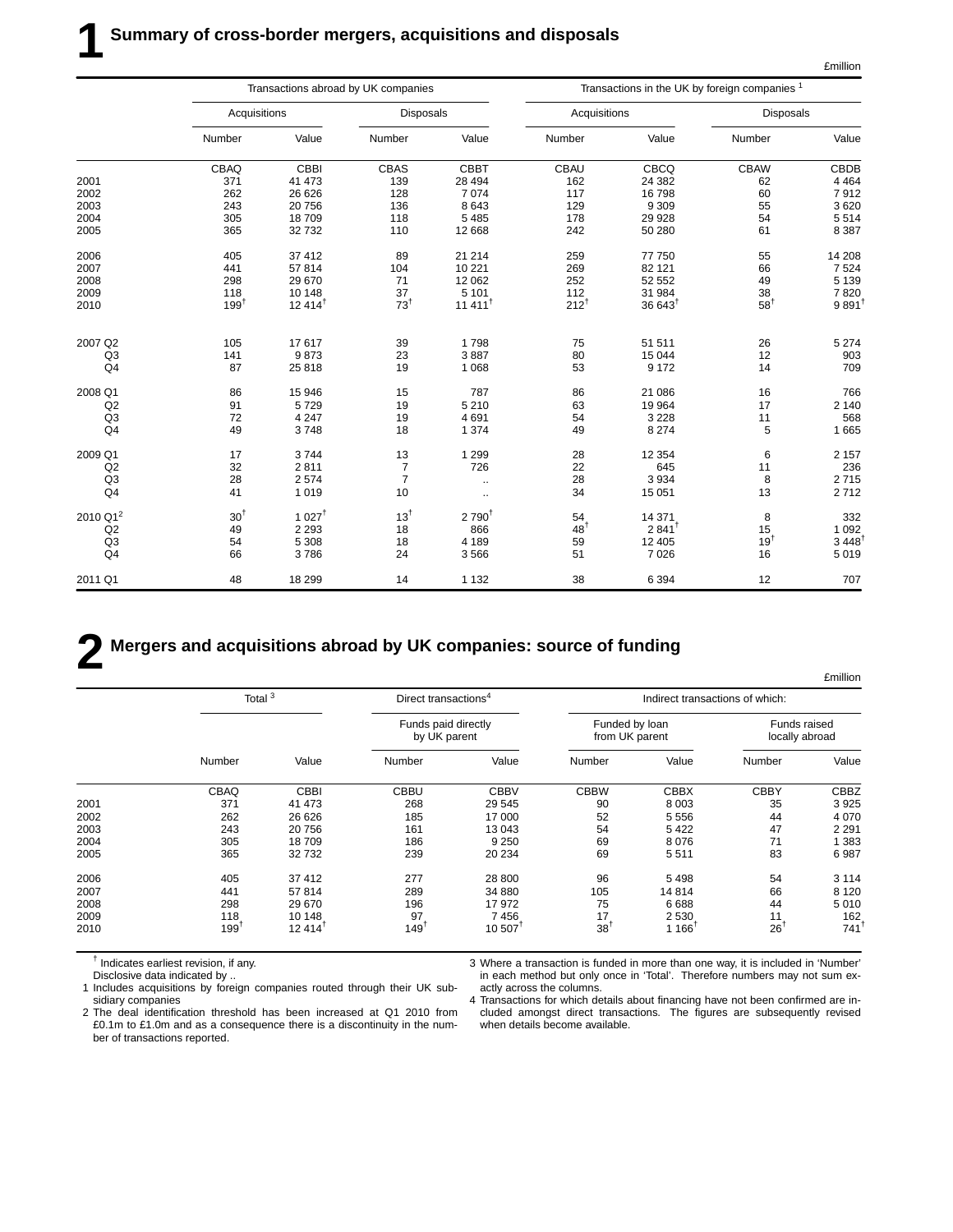# 1 Summary of cross-border mergers, acquisitions and disposals

£million

| | Transactions abroad by UK companies | | | | Transactions in the UK by foreign companies [1] | | | |
|---|---|---|---|---|---|---|---|---|
| | Acquisitions | | Disposals | | Acquisitions | | Disposals | |
| | Number | Value | Number | Value | Number | Value | Number | Value |
| | CBAQ | CBBI | CBAS | CBBT | CBAU | CBCQ | CBAW | CBDB |
| 2001 | 371 | 41 473 | 139 | 28 494 | 162 | 24 382 | 62 | 4 464 |
| 2002 | 262 | 26 626 | 128 | 7 074 | 117 | 16 798 | 60 | 7 912 |
| 2003 | 243 | 20 756 | 136 | 8 643 | 129 | 9 309 | 55 | 3 620 |
| 2004 | 305 | 18 709 | 118 | 5 485 | 178 | 29 928 | 54 | 5 514 |
| 2005 | 365 | 32 732 | 110 | 12 668 | 242 | 50 280 | 61 | 8 387 |
| 2006 | 405 | 37 412 | 89 | 21 214 | 259 | 77 750 | 55 | 14 208 |
| 2007 | 441 | 57 814 | 104 | 10 221 | 269 | 82 121 | 66 | 7 524 |
| 2008 | 298 | 29 670 | 71 | 12 062 | 252 | 52 552 | 49 | 5 139 |
| 2009 | 118 | 10 148 | 37 | 5 101 | 112 | 31 984 | 38 | 7 820 |
| 2010 | 199† | 12 414† | 73† | 11 411† | 212† | 36 643† | 58† | 9 891† |
| 2007 Q2 | 105 | 17 617 | 39 | 1 798 | 75 | 51 511 | 26 | 5 274 |
| Q3 | 141 | 9 873 | 23 | 3 887 | 80 | 15 044 | 12 | 903 |
| Q4 | 87 | 25 818 | 19 | 1 068 | 53 | 9 172 | 14 | 709 |
| 2008 Q1 | 86 | 15 946 | 15 | 787 | 86 | 21 086 | 16 | 766 |
| Q2 | 91 | 5 729 | 19 | 5 210 | 63 | 19 964 | 17 | 2 140 |
| Q3 | 72 | 4 247 | 19 | 4 691 | 54 | 3 228 | 11 | 568 |
| Q4 | 49 | 3 748 | 18 | 1 374 | 49 | 8 274 | 5 | 1 665 |
| 2009 Q1 | 17 | 3 744 | 13 | 1 299 | 28 | 12 354 | 6 | 2 157 |
| Q2 | 32 | 2 811 | 7 | 726 | 22 | 645 | 11 | 236 |
| Q3 | 28 | 2 574 | 7 | .. | 28 | 3 934 | 8 | 2 715 |
| Q4 | 41 | 1 019 | 10 | .. | 34 | 15 051 | 13 | 2 712 |
| 2010 Q1[2] | 30† | 1 027† | 13† | 2 790† | 54 | 14 371 | 8 | 332 |
| Q2 | 49 | 2 293 | 18 | 866 | 48† | 2 841† | 15 | 1 092 |
| Q3 | 54 | 5 308 | 18 | 4 189 | 59 | 12 405 | 19† | 3 448† |
| Q4 | 66 | 3 786 | 24 | 3 566 | 51 | 7 026 | 16 | 5 019 |
| 2011 Q1 | 48 | 18 299 | 14 | 1 132 | 38 | 6 394 | 12 | 707 |

# 2 Mergers and acquisitions abroad by UK companies: source of funding

£million

| | Total [3] | | Direct transactions[4] | | Indirect transactions of which: | | | |
|---|---|---|---|---|---|---|---|---|
| | | | Funds paid directly by UK parent | | Funded by loan from UK parent | | Funds raised locally abroad | |
| | Number | Value | Number | Value | Number | Value | Number | Value |
| | CBAQ | CBBI | CBBU | CBBV | CBBW | CBBX | CBBY | CBBZ |
| 2001 | 371 | 41 473 | 268 | 29 545 | 90 | 8 003 | 35 | 3 925 |
| 2002 | 262 | 26 626 | 185 | 17 000 | 52 | 5 556 | 44 | 4 070 |
| 2003 | 243 | 20 756 | 161 | 13 043 | 54 | 5 422 | 47 | 2 291 |
| 2004 | 305 | 18 709 | 186 | 9 250 | 69 | 8 076 | 71 | 1 383 |
| 2005 | 365 | 32 732 | 239 | 20 234 | 69 | 5 511 | 83 | 6 987 |
| 2006 | 405 | 37 412 | 277 | 28 800 | 96 | 5 498 | 54 | 3 114 |
| 2007 | 441 | 57 814 | 289 | 34 880 | 105 | 14 814 | 66 | 8 120 |
| 2008 | 298 | 29 670 | 196 | 17 972 | 75 | 6 688 | 44 | 5 010 |
| 2009 | 118 | 10 148 | 97 | 7 456 | 17 | 2 530 | 11 | 162 |
| 2010 | 199† | 12 414† | 149† | 10 507† | 38† | 1 166† | 26† | 741† |

† Indicates earliest revision, if any.
Disclosive data indicated by ..

1 Includes acquisitions by foreign companies routed through their UK subsidiary companies

2 The deal identification threshold has been increased at Q1 2010 from £0.1m to £1.0m and as a consequence there is a discontinuity in the number of transactions reported.

3 Where a transaction is funded in more than one way, it is included in 'Number' in each method but only once in 'Total'. Therefore numbers may not sum exactly across the columns.

4 Transactions for which details about financing have not been confirmed are included amongst direct transactions. The figures are subsequently revised when details become available.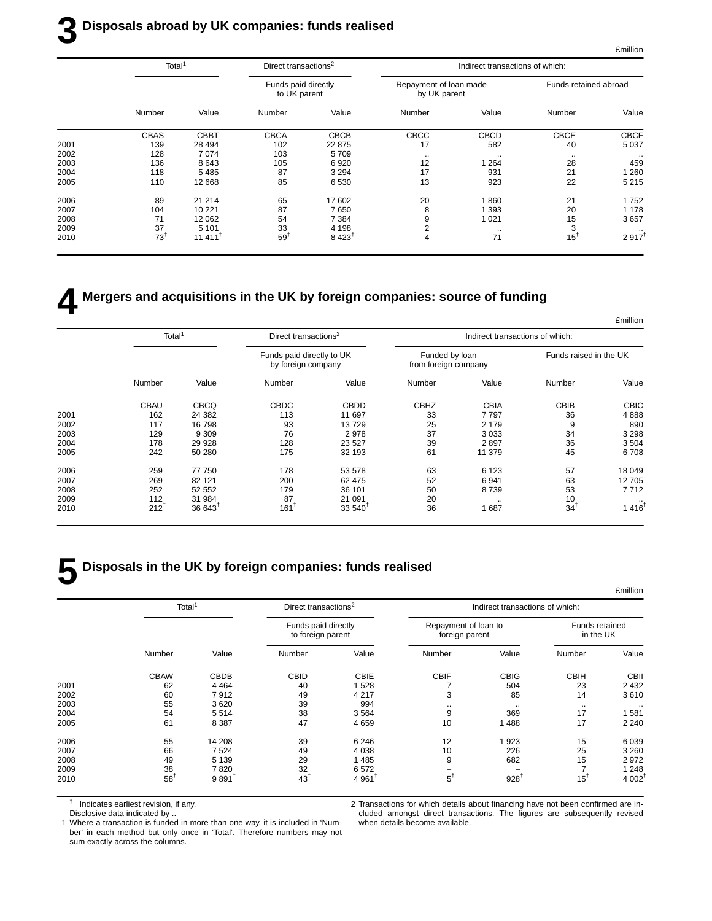# 3 Disposals abroad by UK companies: funds realised

£million

| | Total[1] | | Direct transactions[2] | | Indirect transactions of which: | | | |
|---|---|---|---|---|---|---|---|---|
| | | | Funds paid directly to UK parent | | Repayment of loan made by UK parent | | Funds retained abroad | |
| | Number | Value | Number | Value | Number | Value | Number | Value |
| | CBAS | CBBT | CBCA | CBCB | CBCC | CBCD | CBCE | CBCF |
| 2001 | 139 | 28 494 | 102 | 22 875 | 17 | 582 | 40 | 5 037 |
| 2002 | 128 | 7 074 | 103 | 5 709 | .. | .. | .. | .. |
| 2003 | 136 | 8 643 | 105 | 6 920 | 12 | 1 264 | 28 | 459 |
| 2004 | 118 | 5 485 | 87 | 3 294 | 17 | 931 | 21 | 1 260 |
| 2005 | 110 | 12 668 | 85 | 6 530 | 13 | 923 | 22 | 5 215 |
| 2006 | 89 | 21 214 | 65 | 17 602 | 20 | 1 860 | 21 | 1 752 |
| 2007 | 104 | 10 221 | 87 | 7 650 | 8 | 1 393 | 20 | 1 178 |
| 2008 | 71 | 12 062 | 54 | 7 384 | 9 | 1 021 | 15 | 3 657 |
| 2009 | 37 | 5 101 | 33 | 4 198 | 2 | .. | 3 | .. |
| 2010 | 73† | 11 411† | 59† | 8 423† | 4 | 71 | 15† | 2 917† |

# 4 Mergers and acquisitions in the UK by foreign companies: source of funding

£million

| | Total[1] | | Direct transactions[2] | | Indirect transactions of which: | | | |
|---|---|---|---|---|---|---|---|---|
| | | | Funds paid directly to UK by foreign company | | Funded by loan from foreign company | | Funds raised in the UK | |
| | Number | Value | Number | Value | Number | Value | Number | Value |
| | CBAU | CBCQ | CBDC | CBDD | CBHZ | CBIA | CBIB | CBIC |
| 2001 | 162 | 24 382 | 113 | 11 697 | 33 | 7 797 | 36 | 4 888 |
| 2002 | 117 | 16 798 | 93 | 13 729 | 25 | 2 179 | 9 | 890 |
| 2003 | 129 | 9 309 | 76 | 2 978 | 37 | 3 033 | 34 | 3 298 |
| 2004 | 178 | 29 928 | 128 | 23 527 | 39 | 2 897 | 36 | 3 504 |
| 2005 | 242 | 50 280 | 175 | 32 193 | 61 | 11 379 | 45 | 6 708 |
| 2006 | 259 | 77 750 | 178 | 53 578 | 63 | 6 123 | 57 | 18 049 |
| 2007 | 269 | 82 121 | 200 | 62 475 | 52 | 6 941 | 63 | 12 705 |
| 2008 | 252 | 52 552 | 179 | 36 101 | 50 | 8 739 | 53 | 7 712 |
| 2009 | 112 | 31 984 | 87 | 21 091 | 20 | .. | 10 | .. |
| 2010 | 212† | 36 643† | 161† | 33 540† | 36 | 1 687 | 34† | 1 416† |

# 5 Disposals in the UK by foreign companies: funds realised

£million

| | Total[1] | | Direct transactions[2] | | Indirect transactions of which: | | | |
|---|---|---|---|---|---|---|---|---|
| | | | Funds paid directly to foreign parent | | Repayment of loan to foreign parent | | Funds retained in the UK | |
| | Number | Value | Number | Value | Number | Value | Number | Value |
| | CBAW | CBDB | CBID | CBIE | CBIF | CBIG | CBIH | CBII |
| 2001 | 62 | 4 464 | 40 | 1 528 | 7 | 504 | 23 | 2 432 |
| 2002 | 60 | 7 912 | 49 | 4 217 | 3 | 85 | 14 | 3 610 |
| 2003 | 55 | 3 620 | 39 | 994 | .. | .. | .. | .. |
| 2004 | 54 | 5 514 | 38 | 3 564 | 9 | 369 | 17 | 1 581 |
| 2005 | 61 | 8 387 | 47 | 4 659 | 10 | 1 488 | 17 | 2 240 |
| 2006 | 55 | 14 208 | 39 | 6 246 | 12 | 1 923 | 15 | 6 039 |
| 2007 | 66 | 7 524 | 49 | 4 038 | 10 | 226 | 25 | 3 260 |
| 2008 | 49 | 5 139 | 29 | 1 485 | 9 | 682 | 15 | 2 972 |
| 2009 | 38 | 7 820 | 32 | 6 572 | – | – | 7 | 1 248 |
| 2010 | 58† | 9 891† | 43† | 4 961† | 5† | 928† | 15† | 4 002† |

† Indicates earliest revision, if any.
Disclosive data indicated by ..

1 Where a transaction is funded in more than one way, it is included in 'Number' in each method but only once in 'Total'. Therefore numbers may not sum exactly across the columns.

2 Transactions for which details about financing have not been confirmed are included amongst direct transactions. The figures are subsequently revised when details become available.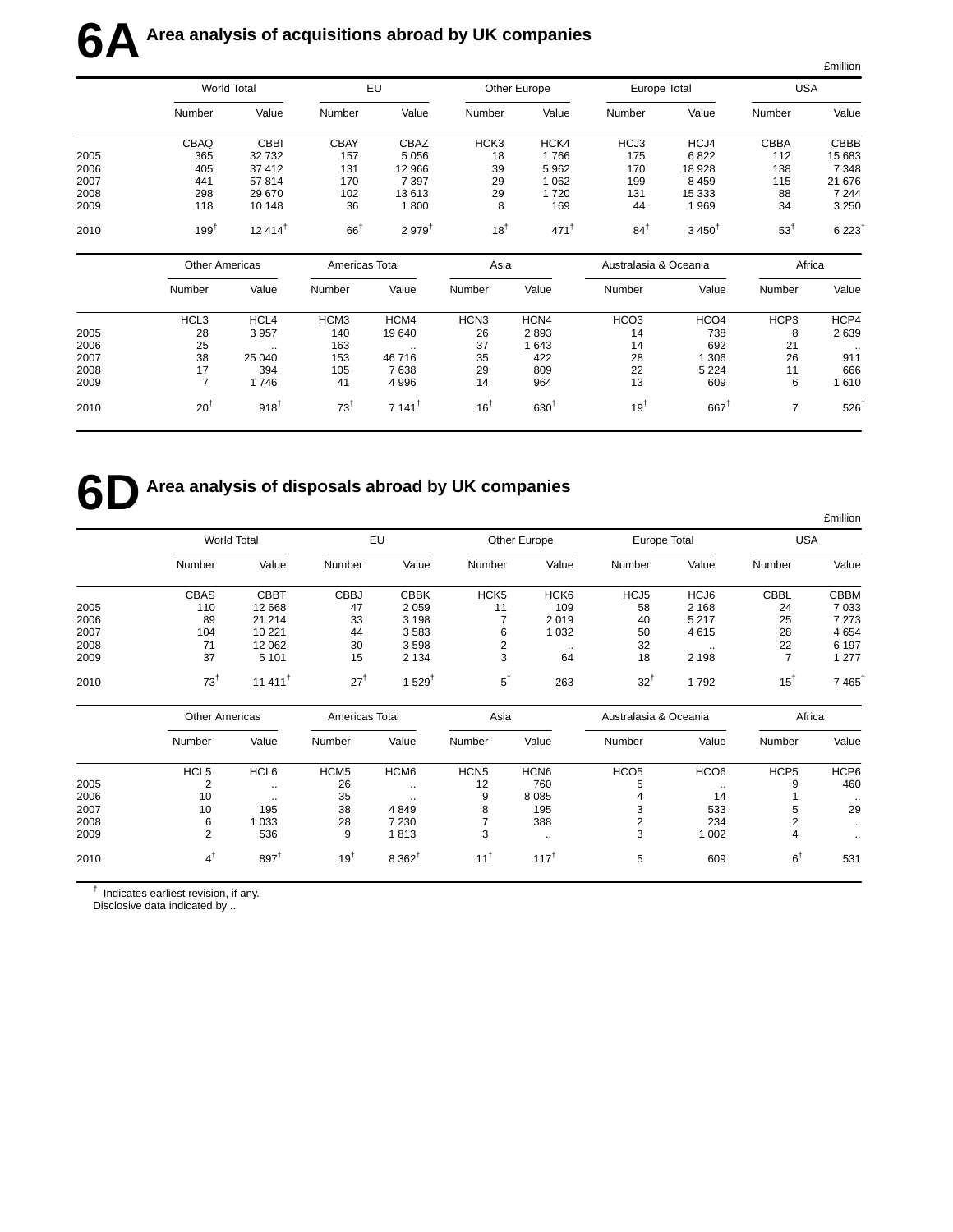# 6A Area analysis of acquisitions abroad by UK companies

£million

| | World Total | | EU | | Other Europe | | Europe Total | | USA | |
|---|---|---|---|---|---|---|---|---|---|---|
| | Number | Value | Number | Value | Number | Value | Number | Value | Number | Value |
| | CBAQ | CBBI | CBAY | CBAZ | HCK3 | HCK4 | HCJ3 | HCJ4 | CBBA | CBBB |
| 2005 | 365 | 32 732 | 157 | 5 056 | 18 | 1 766 | 175 | 6 822 | 112 | 15 683 |
| 2006 | 405 | 37 412 | 131 | 12 966 | 39 | 5 962 | 170 | 18 928 | 138 | 7 348 |
| 2007 | 441 | 57 814 | 170 | 7 397 | 29 | 1 062 | 199 | 8 459 | 115 | 21 676 |
| 2008 | 298 | 29 670 | 102 | 13 613 | 29 | 1 720 | 131 | 15 333 | 88 | 7 244 |
| 2009 | 118 | 10 148 | 36 | 1 800 | 8 | 169 | 44 | 1 969 | 34 | 3 250 |
| 2010 | 199† | 12 414† | 66† | 2 979† | 18† | 471† | 84† | 3 450† | 53† | 6 223† |

| | Other Americas | | Americas Total | | Asia | | Australasia & Oceania | | Africa | |
|---|---|---|---|---|---|---|---|---|---|---|
| | Number | Value | Number | Value | Number | Value | Number | Value | Number | Value |
| | HCL3 | HCL4 | HCM3 | HCM4 | HCN3 | HCN4 | HCO3 | HCO4 | HCP3 | HCP4 |
| 2005 | 28 | 3 957 | 140 | 19 640 | 26 | 2 893 | 14 | 738 | 8 | 2 639 |
| 2006 | 25 | .. | 163 | .. | 37 | 1 643 | 14 | 692 | 21 | .. |
| 2007 | 38 | 25 040 | 153 | 46 716 | 35 | 422 | 28 | 1 306 | 26 | 911 |
| 2008 | 17 | 394 | 105 | 7 638 | 29 | 809 | 22 | 5 224 | 11 | 666 |
| 2009 | 7 | 1 746 | 41 | 4 996 | 14 | 964 | 13 | 609 | 6 | 1 610 |
| 2010 | 20† | 918† | 73† | 7 141† | 16† | 630† | 19† | 667† | 7 | 526† |

# 6D Area analysis of disposals abroad by UK companies

£million

| | World Total | | EU | | Other Europe | | Europe Total | | USA | |
|---|---|---|---|---|---|---|---|---|---|---|
| | Number | Value | Number | Value | Number | Value | Number | Value | Number | Value |
| | CBAS | CBBT | CBBJ | CBBK | HCK5 | HCK6 | HCJ5 | HCJ6 | CBBL | CBBM |
| 2005 | 110 | 12 668 | 47 | 2 059 | 11 | 109 | 58 | 2 168 | 24 | 7 033 |
| 2006 | 89 | 21 214 | 33 | 3 198 | 7 | 2 019 | 40 | 5 217 | 25 | 7 273 |
| 2007 | 104 | 10 221 | 44 | 3 583 | 6 | 1 032 | 50 | 4 615 | 28 | 4 654 |
| 2008 | 71 | 12 062 | 30 | 3 598 | 2 | .. | 32 | .. | 22 | 6 197 |
| 2009 | 37 | 5 101 | 15 | 2 134 | 3 | 64 | 18 | 2 198 | 7 | 1 277 |
| 2010 | 73† | 11 411† | 27† | 1 529† | 5† | 263 | 32† | 1 792 | 15† | 7 465† |

| | Other Americas | | Americas Total | | Asia | | Australasia & Oceania | | Africa | |
|---|---|---|---|---|---|---|---|---|---|---|
| | Number | Value | Number | Value | Number | Value | Number | Value | Number | Value |
| | HCL5 | HCL6 | HCM5 | HCM6 | HCN5 | HCN6 | HCO5 | HCO6 | HCP5 | HCP6 |
| 2005 | 2 | .. | 26 | .. | 12 | 760 | 5 | .. | 9 | 460 |
| 2006 | 10 | .. | 35 | .. | 9 | 8 085 | 4 | 14 | 1 | .. |
| 2007 | 10 | 195 | 38 | 4 849 | 8 | 195 | 3 | 533 | 5 | 29 |
| 2008 | 6 | 1 033 | 28 | 7 230 | 7 | 388 | 2 | 234 | 2 | .. |
| 2009 | 2 | 536 | 9 | 1 813 | 3 | .. | 3 | 1 002 | 4 | .. |
| 2010 | 4† | 897† | 19† | 8 362† | 11† | 117† | 5 | 609 | 6† | 531 |

† Indicates earliest revision, if any.
Disclosive data indicated by ..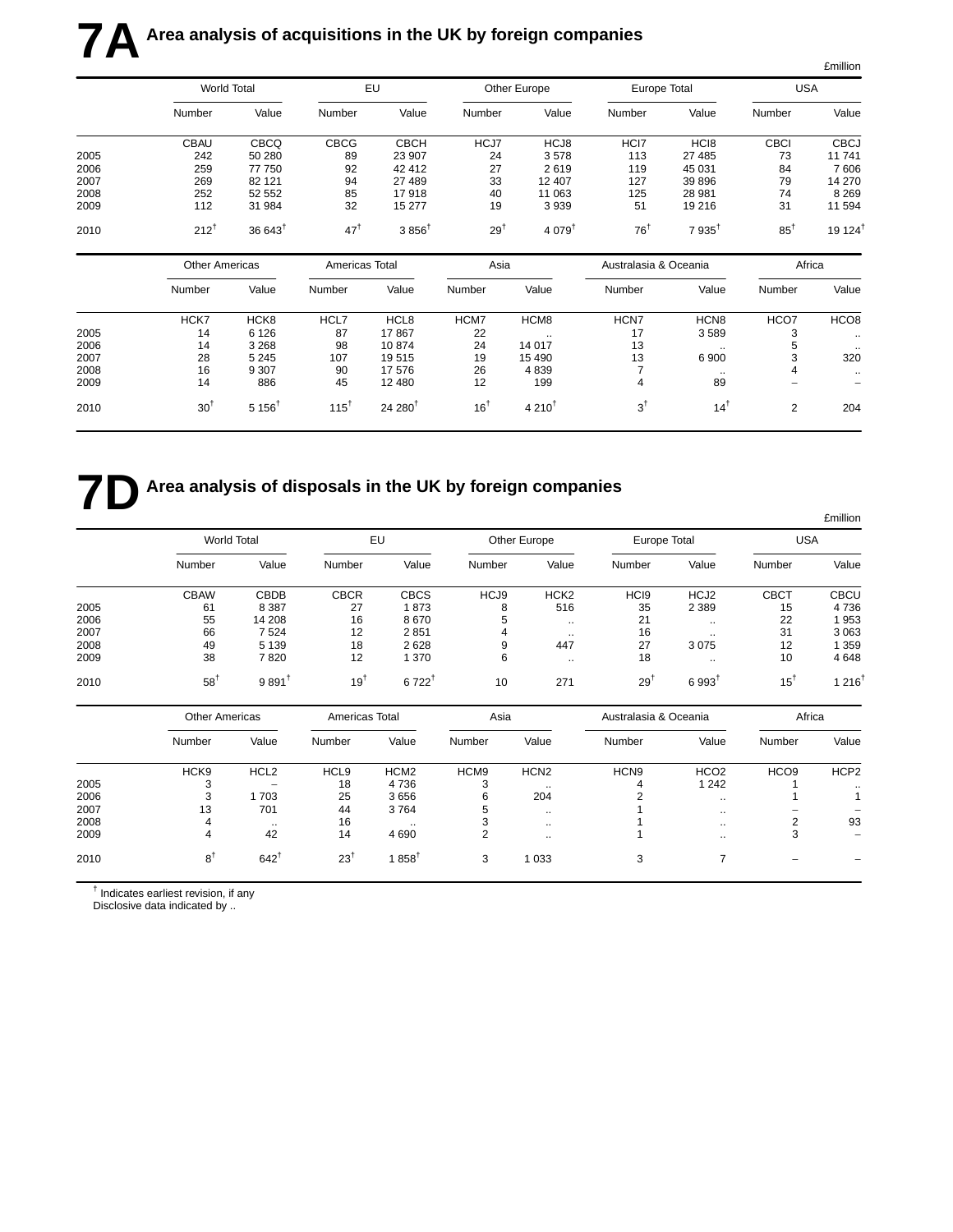# 7A Area analysis of acquisitions in the UK by foreign companies

£million

| | World Total | | EU | | Other Europe | | Europe Total | | USA | |
|---|---|---|---|---|---|---|---|---|---|---|
| | Number | Value | Number | Value | Number | Value | Number | Value | Number | Value |
| | CBAU | CBCQ | CBCG | CBCH | HCJ7 | HCJ8 | HCI7 | HCI8 | CBCI | CBCJ |
| 2005 | 242 | 50 280 | 89 | 23 907 | 24 | 3 578 | 113 | 27 485 | 73 | 11 741 |
| 2006 | 259 | 77 750 | 92 | 42 412 | 27 | 2 619 | 119 | 45 031 | 84 | 7 606 |
| 2007 | 269 | 82 121 | 94 | 27 489 | 33 | 12 407 | 127 | 39 896 | 79 | 14 270 |
| 2008 | 252 | 52 552 | 85 | 17 918 | 40 | 11 063 | 125 | 28 981 | 74 | 8 269 |
| 2009 | 112 | 31 984 | 32 | 15 277 | 19 | 3 939 | 51 | 19 216 | 31 | 11 594 |
| 2010 | 212† | 36 643† | 47† | 3 856† | 29† | 4 079† | 76† | 7 935† | 85† | 19 124† |

| | Other Americas | | Americas Total | | Asia | | Australasia & Oceania | | Africa | |
|---|---|---|---|---|---|---|---|---|---|---|
| | Number | Value | Number | Value | Number | Value | Number | Value | Number | Value |
| | HCK7 | HCK8 | HCL7 | HCL8 | HCM7 | HCM8 | HCN7 | HCN8 | HCO7 | HCO8 |
| 2005 | 14 | 6 126 | 87 | 17 867 | 22 | .. | 17 | 3 589 | 3 | .. |
| 2006 | 14 | 3 268 | 98 | 10 874 | 24 | 14 017 | 13 | .. | 5 | .. |
| 2007 | 28 | 5 245 | 107 | 19 515 | 19 | 15 490 | 13 | 6 900 | 3 | 320 |
| 2008 | 16 | 9 307 | 90 | 17 576 | 26 | 4 839 | 7 | .. | 4 | .. |
| 2009 | 14 | 886 | 45 | 12 480 | 12 | 199 | 4 | 89 | – | – |
| 2010 | 30† | 5 156† | 115† | 24 280† | 16† | 4 210† | 3† | 14† | 2 | 204 |

# 7D Area analysis of disposals in the UK by foreign companies

£million

| | World Total | | EU | | Other Europe | | Europe Total | | USA | |
|---|---|---|---|---|---|---|---|---|---|---|
| | Number | Value | Number | Value | Number | Value | Number | Value | Number | Value |
| | CBAW | CBDB | CBCR | CBCS | HCJ9 | HCK2 | HCI9 | HCJ2 | CBCT | CBCU |
| 2005 | 61 | 8 387 | 27 | 1 873 | 8 | 516 | 35 | 2 389 | 15 | 4 736 |
| 2006 | 55 | 14 208 | 16 | 8 670 | 5 | .. | 21 | .. | 22 | 1 953 |
| 2007 | 66 | 7 524 | 12 | 2 851 | 4 | .. | 16 | .. | 31 | 3 063 |
| 2008 | 49 | 5 139 | 18 | 2 628 | 9 | 447 | 27 | 3 075 | 12 | 1 359 |
| 2009 | 38 | 7 820 | 12 | 1 370 | 6 | .. | 18 | .. | 10 | 4 648 |
| 2010 | 58† | 9 891† | 19† | 6 722† | 10 | 271 | 29† | 6 993† | 15† | 1 216† |

| | Other Americas | | Americas Total | | Asia | | Australasia & Oceania | | Africa | |
|---|---|---|---|---|---|---|---|---|---|---|
| | Number | Value | Number | Value | Number | Value | Number | Value | Number | Value |
| | HCK9 | HCL2 | HCL9 | HCM2 | HCM9 | HCN2 | HCN9 | HCO2 | HCO9 | HCP2 |
| 2005 | 3 | – | 18 | 4 736 | 3 | .. | 4 | 1 242 | 1 | .. |
| 2006 | 3 | 1 703 | 25 | 3 656 | 6 | 204 | 2 | .. | 1 | 1 |
| 2007 | 13 | 701 | 44 | 3 764 | 5 | .. | 1 | .. | – | – |
| 2008 | 4 | .. | 16 | .. | 3 | .. | 1 | .. | 2 | 93 |
| 2009 | 4 | 42 | 14 | 4 690 | 2 | .. | 1 | .. | 3 | – |
| 2010 | 8† | 642† | 23† | 1 858† | 3 | 1 033 | 3 | 7 | – | – |

† Indicates earliest revision, if any
Disclosive data indicated by ..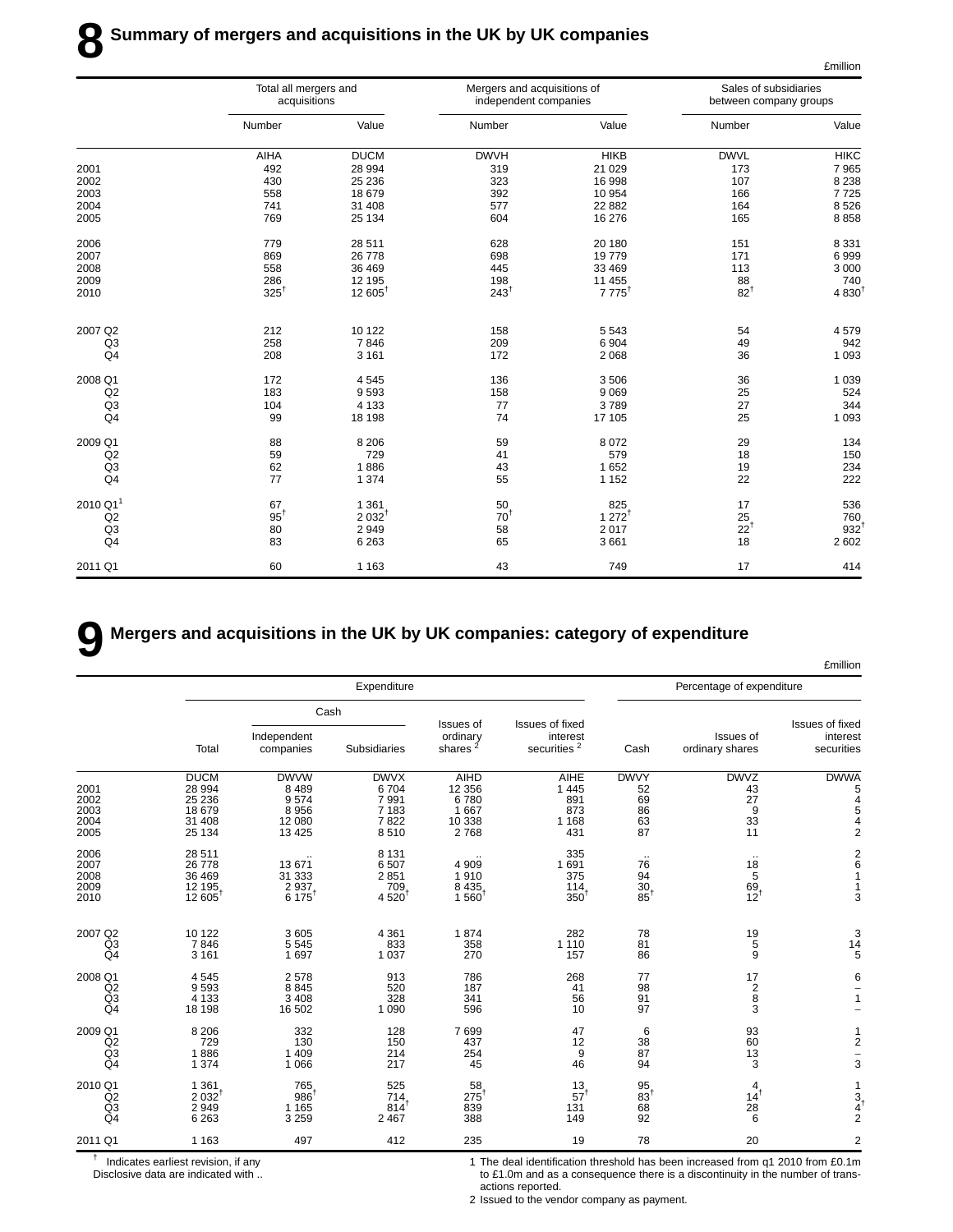# 8 Summary of mergers and acquisitions in the UK by UK companies

£million

| | Total all mergers and acquisitions | | Mergers and acquisitions of independent companies | | Sales of subsidiaries between company groups | |
|---|---|---|---|---|---|---|
| | Number | Value | Number | Value | Number | Value |
| | AIHA | DUCM | DWVH | HIKB | DWVL | HIKC |
| 2001 | 492 | 28 994 | 319 | 21 029 | 173 | 7 965 |
| 2002 | 430 | 25 236 | 323 | 16 998 | 107 | 8 238 |
| 2003 | 558 | 18 679 | 392 | 10 954 | 166 | 7 725 |
| 2004 | 741 | 31 408 | 577 | 22 882 | 164 | 8 526 |
| 2005 | 769 | 25 134 | 604 | 16 276 | 165 | 8 858 |
| 2006 | 779 | 28 511 | 628 | 20 180 | 151 | 8 331 |
| 2007 | 869 | 26 778 | 698 | 19 779 | 171 | 6 999 |
| 2008 | 558 | 36 469 | 445 | 33 469 | 113 | 3 000 |
| 2009 | 286 | 12 195 | 198 | 11 455 | 88 | 740 |
| 2010 | 325† | 12 605† | 243† | 7 775† | 82† | 4 830† |
| 2007 Q2 | 212 | 10 122 | 158 | 5 543 | 54 | 4 579 |
| Q3 | 258 | 7 846 | 209 | 6 904 | 49 | 942 |
| Q4 | 208 | 3 161 | 172 | 2 068 | 36 | 1 093 |
| 2008 Q1 | 172 | 4 545 | 136 | 3 506 | 36 | 1 039 |
| Q2 | 183 | 9 593 | 158 | 9 069 | 25 | 524 |
| Q3 | 104 | 4 133 | 77 | 3 789 | 27 | 344 |
| Q4 | 99 | 18 198 | 74 | 17 105 | 25 | 1 093 |
| 2009 Q1 | 88 | 8 206 | 59 | 8 072 | 29 | 134 |
| Q2 | 59 | 729 | 41 | 579 | 18 | 150 |
| Q3 | 62 | 1 886 | 43 | 1 652 | 19 | 234 |
| Q4 | 77 | 1 374 | 55 | 1 152 | 22 | 222 |
| 2010 Q1[1] | 67 | 1 361 | 50 | 825 | 17 | 536 |
| Q2 | 95† | 2 032† | 70† | 1 272† | 25 | 760 |
| Q3 | 80 | 2 949 | 58 | 2 017 | 22† | 932† |
| Q4 | 83 | 6 263 | 65 | 3 661 | 18 | 2 602 |
| 2011 Q1 | 60 | 1 163 | 43 | 749 | 17 | 414 |

# 9 Mergers and acquisitions in the UK by UK companies: category of expenditure

£million

| | Expenditure | | | | | Percentage of expenditure | | |
|---|---|---|---|---|---|---|---|---|
| | | Cash | | | | | | |
| | Total | Independent companies | Subsidiaries | Issues of ordinary shares [2] | Issues of fixed interest securities [2] | Cash | Issues of ordinary shares | Issues of fixed interest securities |
| | DUCM | DWVW | DWVX | AIHD | AIHE | DWVY | DWVZ | DWWA |
| 2001 | 28 994 | 8 489 | 6 704 | 12 356 | 1 445 | 52 | 43 | 5 |
| 2002 | 25 236 | 9 574 | 7 991 | 6 780 | 891 | 69 | 27 | 4 |
| 2003 | 18 679 | 8 956 | 7 183 | 1 667 | 873 | 86 | 9 | 5 |
| 2004 | 31 408 | 12 080 | 7 822 | 10 338 | 1 168 | 63 | 33 | 4 |
| 2005 | 25 134 | 13 425 | 8 510 | 2 768 | 431 | 87 | 11 | 2 |
| 2006 | 28 511 | .. | 8 131 | .. | 335 | .. | .. | 2 |
| 2007 | 26 778 | 13 671 | 6 507 | 4 909 | 1 691 | 76 | 18 | 6 |
| 2008 | 36 469 | 31 333 | 2 851 | 1 910 | 375 | 94 | 5 | 1 |
| 2009 | 12 195 | 2 937 | 709 | 8 435 | 114 | 30 | 69 | 1 |
| 2010 | 12 605† | 6 175† | 4 520† | 1 560† | 350† | 85† | 12† | 3 |
| 2007 Q2 | 10 122 | 3 605 | 4 361 | 1 874 | 282 | 78 | 19 | 3 |
| Q3 | 7 846 | 5 545 | 833 | 358 | 1 110 | 81 | 5 | 14 |
| Q4 | 3 161 | 1 697 | 1 037 | 270 | 157 | 86 | 9 | 5 |
| 2008 Q1 | 4 545 | 2 578 | 913 | 786 | 268 | 77 | 17 | 6 |
| Q2 | 9 593 | 8 845 | 520 | 187 | 41 | 98 | 2 | – |
| Q3 | 4 133 | 3 408 | 328 | 341 | 56 | 91 | 8 | 1 |
| Q4 | 18 198 | 16 502 | 1 090 | 596 | 10 | 97 | 3 | – |
| 2009 Q1 | 8 206 | 332 | 128 | 7 699 | 47 | 6 | 93 | 1 |
| Q2 | 729 | 130 | 150 | 437 | 12 | 38 | 60 | 2 |
| Q3 | 1 886 | 1 409 | 214 | 254 | 9 | 87 | 13 | – |
| Q4 | 1 374 | 1 066 | 217 | 45 | 46 | 94 | 3 | 3 |
| 2010 Q1 | 1 361 | 765 | 525 | 58 | 13 | 95 | 4 | 1 |
| Q2 | 2 032† | 986† | 714 | 275† | 57† | 83† | 14† | 3 |
| Q3 | 2 949 | 1 165 | 814† | 839 | 131 | 68 | 28 | 4† |
| Q4 | 6 263 | 3 259 | 2 467 | 388 | 149 | 92 | 6 | 2 |
| 2011 Q1 | 1 163 | 497 | 412 | 235 | 19 | 78 | 20 | 2 |

† Indicates earliest revision, if any
Disclosive data are indicated with ..

1 The deal identification threshold has been increased from q1 2010 from £0.1m to £1.0m and as a consequence there is a discontinuity in the number of transactions reported.
2 Issued to the vendor company as payment.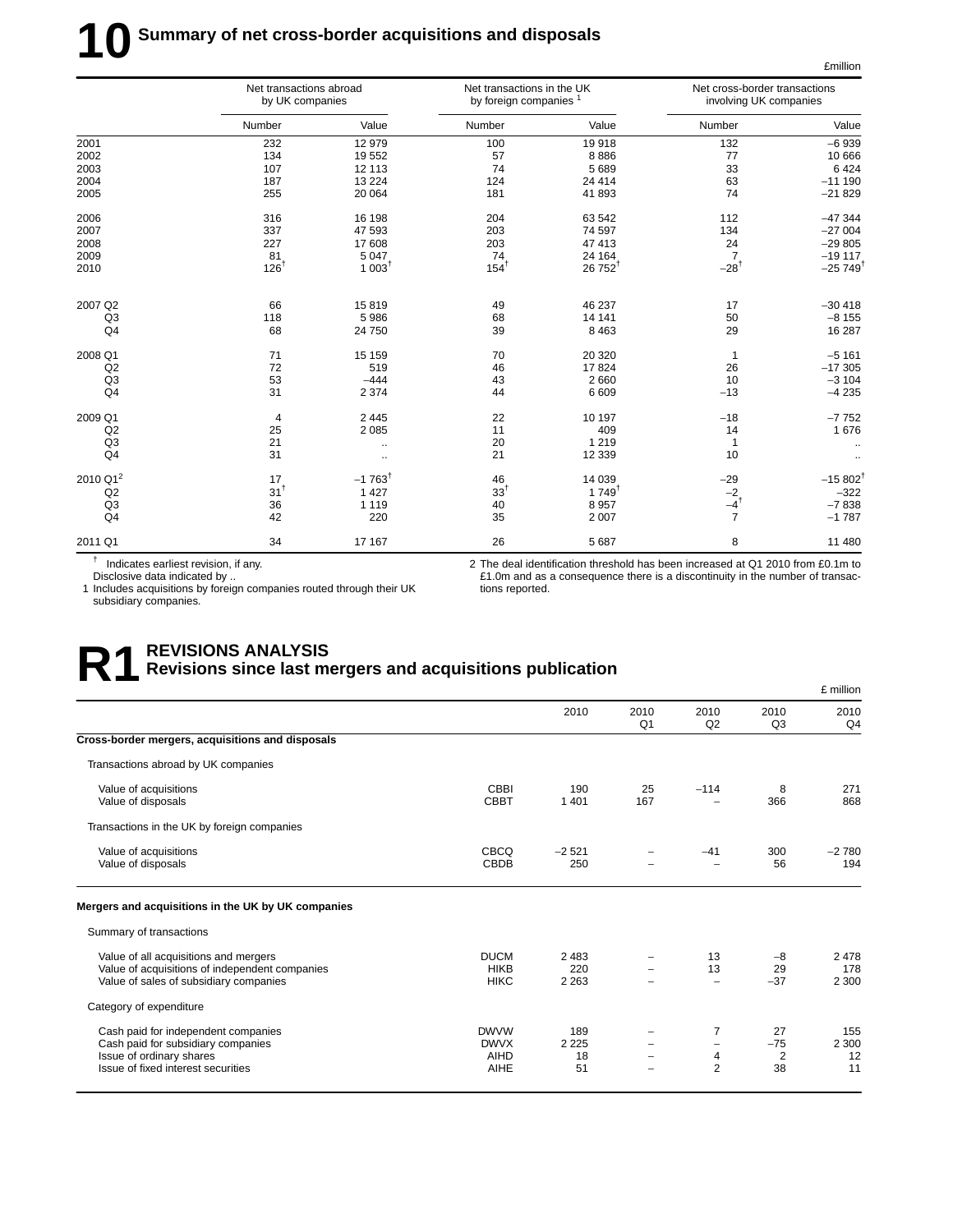# 10 Summary of net cross-border acquisitions and disposals

£million

| | Net transactions abroad by UK companies | | Net transactions in the UK by foreign companies [1] | | Net cross-border transactions involving UK companies | |
|---|---|---|---|---|---|---|
| | Number | Value | Number | Value | Number | Value |
| 2001 | 232 | 12 979 | 100 | 19 918 | 132 | –6 939 |
| 2002 | 134 | 19 552 | 57 | 8 886 | 77 | 10 666 |
| 2003 | 107 | 12 113 | 74 | 5 689 | 33 | 6 424 |
| 2004 | 187 | 13 224 | 124 | 24 414 | 63 | –11 190 |
| 2005 | 255 | 20 064 | 181 | 41 893 | 74 | –21 829 |
| | | | | | | |
| 2006 | 316 | 16 198 | 204 | 63 542 | 112 | –47 344 |
| 2007 | 337 | 47 593 | 203 | 74 597 | 134 | –27 004 |
| 2008 | 227 | 17 608 | 203 | 47 413 | 24 | –29 805 |
| 2009 | 81 | 5 047 | 74 | 24 164 | 7 | –19 117 |
| 2010 | 126† | 1 003† | 154† | 26 752† | –28† | –25 749† |
| | | | | | | |
| 2007 Q2 | 66 | 15 819 | 49 | 46 237 | 17 | –30 418 |
| Q3 | 118 | 5 986 | 68 | 14 141 | 50 | –8 155 |
| Q4 | 68 | 24 750 | 39 | 8 463 | 29 | 16 287 |
| | | | | | | |
| 2008 Q1 | 71 | 15 159 | 70 | 20 320 | 1 | –5 161 |
| Q2 | 72 | 519 | 46 | 17 824 | 26 | –17 305 |
| Q3 | 53 | –444 | 43 | 2 660 | 10 | –3 104 |
| Q4 | 31 | 2 374 | 44 | 6 609 | –13 | –4 235 |
| | | | | | | |
| 2009 Q1 | 4 | 2 445 | 22 | 10 197 | –18 | –7 752 |
| Q2 | 25 | 2 085 | 11 | 409 | 14 | 1 676 |
| Q3 | 21 | .. | 20 | 1 219 | 1 | .. |
| Q4 | 31 | .. | 21 | 12 339 | 10 | .. |
| | | | | | | |
| 2010 Q1[2] | 17 | –1 763† | 46 | 14 039 | –29 | –15 802† |
| Q2 | 31† | 1 427 | 33† | 1 749† | –2 | –322 |
| Q3 | 36 | 1 119 | 40 | 8 957 | –4† | –7 838 |
| Q4 | 42 | 220 | 35 | 2 007 | 7 | –1 787 |
| | | | | | | |
| 2011 Q1 | 34 | 17 167 | 26 | 5 687 | 8 | 11 480 |

† Indicates earliest revision, if any.
Disclosive data indicated by ..
1 Includes acquisitions by foreign companies routed through their UK subsidiary companies.
2 The deal identification threshold has been increased at Q1 2010 from £0.1m to £1.0m and as a consequence there is a discontinuity in the number of transactions reported.

# R1 REVISIONS ANALYSIS
## Revisions since last mergers and acquisitions publication

£ million

| | | 2010 | 2010 Q1 | 2010 Q2 | 2010 Q3 | 2010 Q4 |
|---|---|---|---|---|---|---|
| **Cross-border mergers, acquisitions and disposals** | | | | | | |
| Transactions abroad by UK companies | | | | | | |
| Value of acquisitions | CBBI | 190 | 25 | –114 | 8 | 271 |
| Value of disposals | CBBT | 1 401 | 167 | – | 366 | 868 |
| Transactions in the UK by foreign companies | | | | | | |
| Value of acquisitions | CBCQ | –2 521 | – | –41 | 300 | –2 780 |
| Value of disposals | CBDB | 250 | – | – | 56 | 194 |
| **Mergers and acquisitions in the UK by UK companies** | | | | | | |
| Summary of transactions | | | | | | |
| Value of all acquisitions and mergers | DUCM | 2 483 | – | 13 | –8 | 2 478 |
| Value of acquisitions of independent companies | HIKB | 220 | – | 13 | 29 | 178 |
| Value of sales of subsidiary companies | HIKC | 2 263 | – | – | –37 | 2 300 |
| Category of expenditure | | | | | | |
| Cash paid for independent companies | DWVW | 189 | – | 7 | 27 | 155 |
| Cash paid for subsidiary companies | DWVX | 2 225 | – | – | –75 | 2 300 |
| Issue of ordinary shares | AIHD | 18 | – | 4 | 2 | 12 |
| Issue of fixed interest securities | AIHE | 51 | – | 2 | 38 | 11 |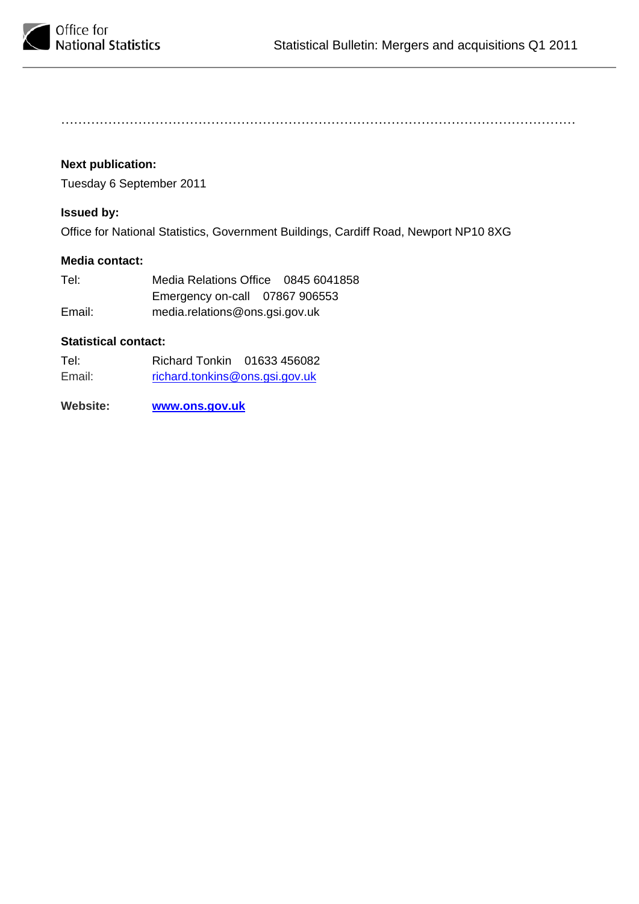**Next publication:**

Tuesday 6 September 2011

**Issued by:**

Office for National Statistics, Government Buildings, Cardiff Road, Newport NP10 8XG

**Media contact:**

| | |
|---|---|
| Tel: | Media Relations Office 0845 6041858 |
| | Emergency on-call 07867 906553 |
| Email: | media.relations@ons.gsi.gov.uk |

**Statistical contact:**

| | |
|---|---|
| Tel: | Richard Tonkin 01633 456082 |
| Email: | richard.tonkins@ons.gsi.gov.uk |

**Website:** **www.ons.gov.uk**